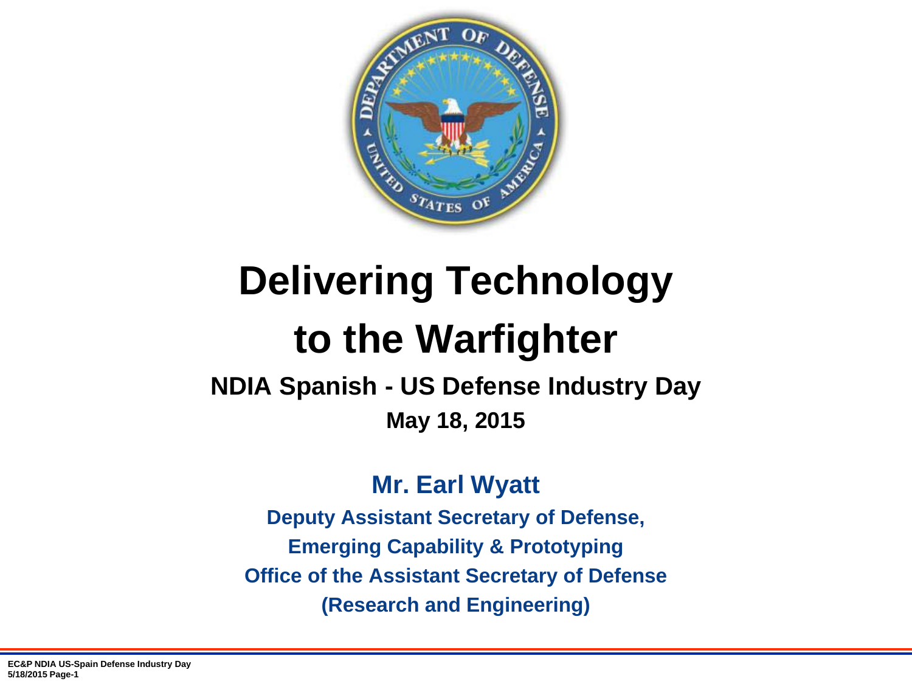# Delivering Technology to the Warfighter

## NDIA Spanish - US Defense Industry Day

**May 18, 2015**

**Mr. Earl Wyatt**

**Deputy Assistant Secretary of Defense,**
**Emerging Capability & Prototyping**
**Office of the Assistant Secretary of Defense**
**(Research and Engineering)**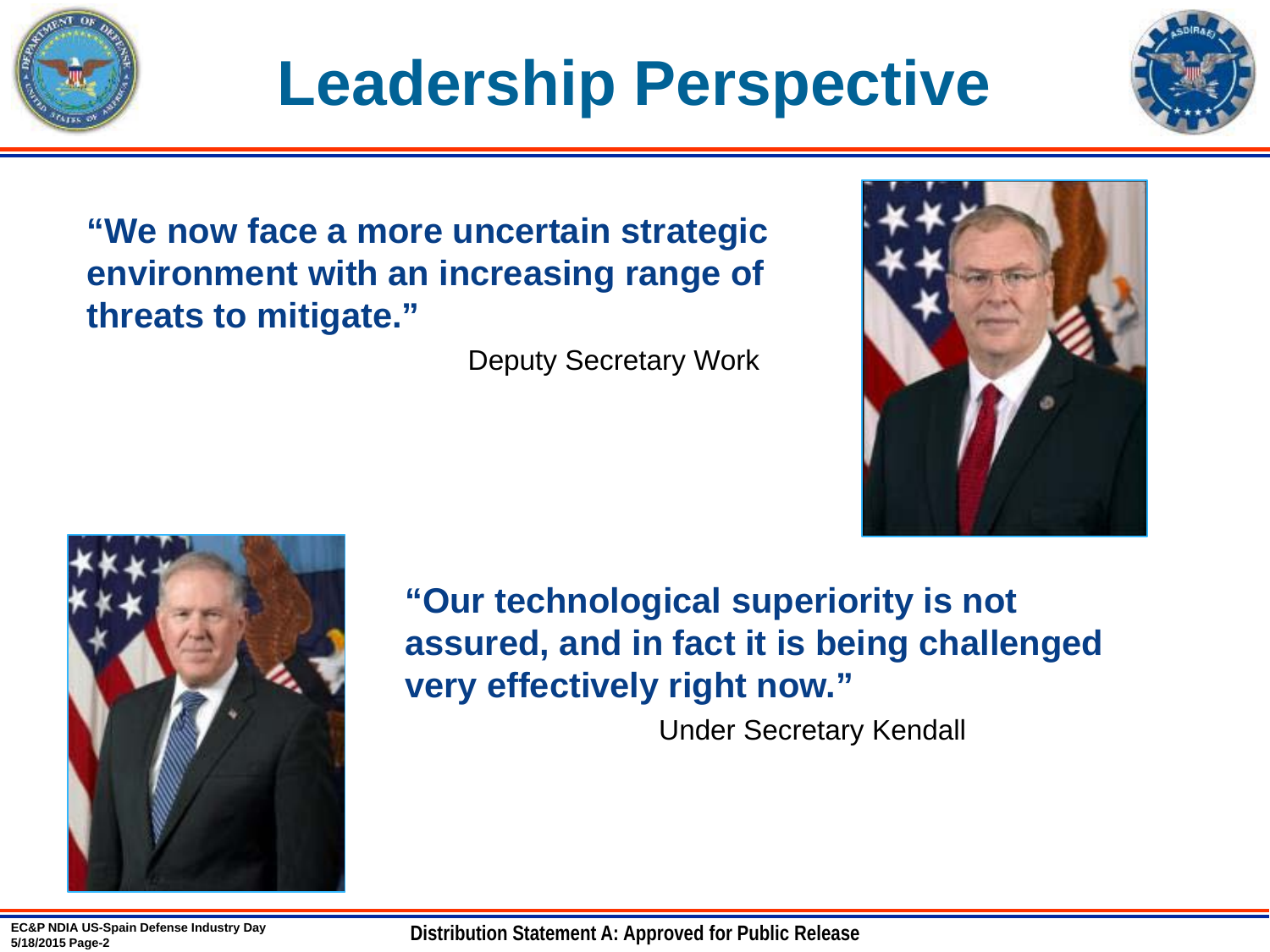# Leadership Perspective

**"We now face a more uncertain strategic environment with an increasing range of threats to mitigate."**

Deputy Secretary Work

**"Our technological superiority is not assured, and in fact it is being challenged very effectively right now."**

Under Secretary Kendall

Distribution Statement A: Approved for Public Release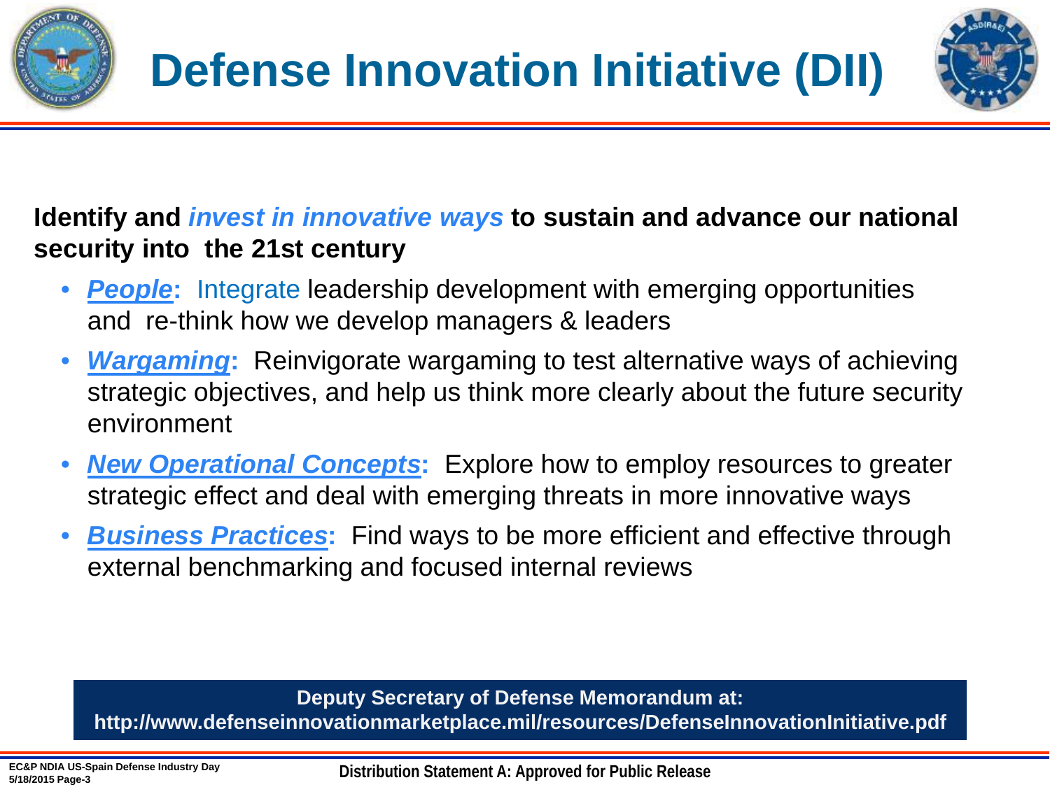# Defense Innovation Initiative (DII)

**Identify and *invest in innovative ways* to sustain and advance our national security into the 21st century**

- ***People*:** Integrate leadership development with emerging opportunities and re-think how we develop managers & leaders
- ***Wargaming*:** Reinvigorate wargaming to test alternative ways of achieving strategic objectives, and help us think more clearly about the future security environment
- ***New Operational Concepts*:** Explore how to employ resources to greater strategic effect and deal with emerging threats in more innovative ways
- ***Business Practices*:** Find ways to be more efficient and effective through external benchmarking and focused internal reviews

**Deputy Secretary of Defense Memorandum at:**
**http://www.defenseinnovationmarketplace.mil/resources/DefenseInnovationInitiative.pdf**

Distribution Statement A: Approved for Public Release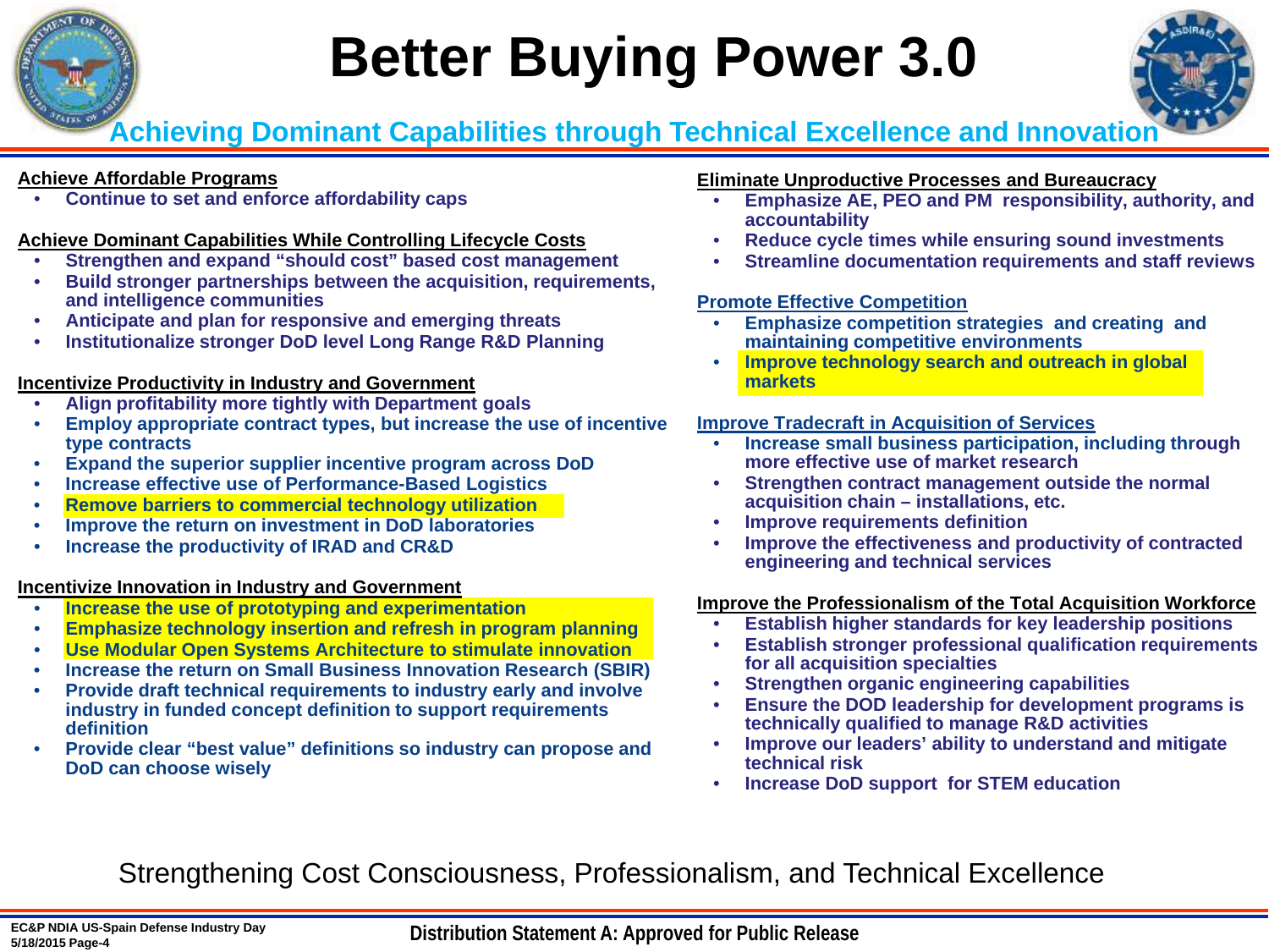# Better Buying Power 3.0

## Achieving Dominant Capabilities through Technical Excellence and Innovation

**Achieve Affordable Programs**

- Continue to set and enforce affordability caps

**Achieve Dominant Capabilities While Controlling Lifecycle Costs**

- Strengthen and expand "should cost" based cost management
- Build stronger partnerships between the acquisition, requirements, and intelligence communities
- Anticipate and plan for responsive and emerging threats
- Institutionalize stronger DoD level Long Range R&D Planning

**Incentivize Productivity in Industry and Government**

- Align profitability more tightly with Department goals
- Employ appropriate contract types, but increase the use of incentive type contracts
- Expand the superior supplier incentive program across DoD
- Increase effective use of Performance-Based Logistics
- Remove barriers to commercial technology utilization
- Improve the return on investment in DoD laboratories
- Increase the productivity of IRAD and CR&D

**Incentivize Innovation in Industry and Government**

- Increase the use of prototyping and experimentation
- Emphasize technology insertion and refresh in program planning
- Use Modular Open Systems Architecture to stimulate innovation
- Increase the return on Small Business Innovation Research (SBIR)
- Provide draft technical requirements to industry early and involve industry in funded concept definition to support requirements definition
- Provide clear "best value" definitions so industry can propose and DoD can choose wisely

**Eliminate Unproductive Processes and Bureaucracy**

- Emphasize AE, PEO and PM responsibility, authority, and accountability
- Reduce cycle times while ensuring sound investments
- Streamline documentation requirements and staff reviews

**Promote Effective Competition**

- Emphasize competition strategies and creating and maintaining competitive environments
- Improve technology search and outreach in global markets

**Improve Tradecraft in Acquisition of Services**

- Increase small business participation, including through more effective use of market research
- Strengthen contract management outside the normal acquisition chain – installations, etc.
- Improve requirements definition
- Improve the effectiveness and productivity of contracted engineering and technical services

**Improve the Professionalism of the Total Acquisition Workforce**

- Establish higher standards for key leadership positions
- Establish stronger professional qualification requirements for all acquisition specialties
- Strengthen organic engineering capabilities
- Ensure the DOD leadership for development programs is technically qualified to manage R&D activities
- Improve our leaders' ability to understand and mitigate technical risk
- Increase DoD support for STEM education

Strengthening Cost Consciousness, Professionalism, and Technical Excellence

Distribution Statement A: Approved for Public Release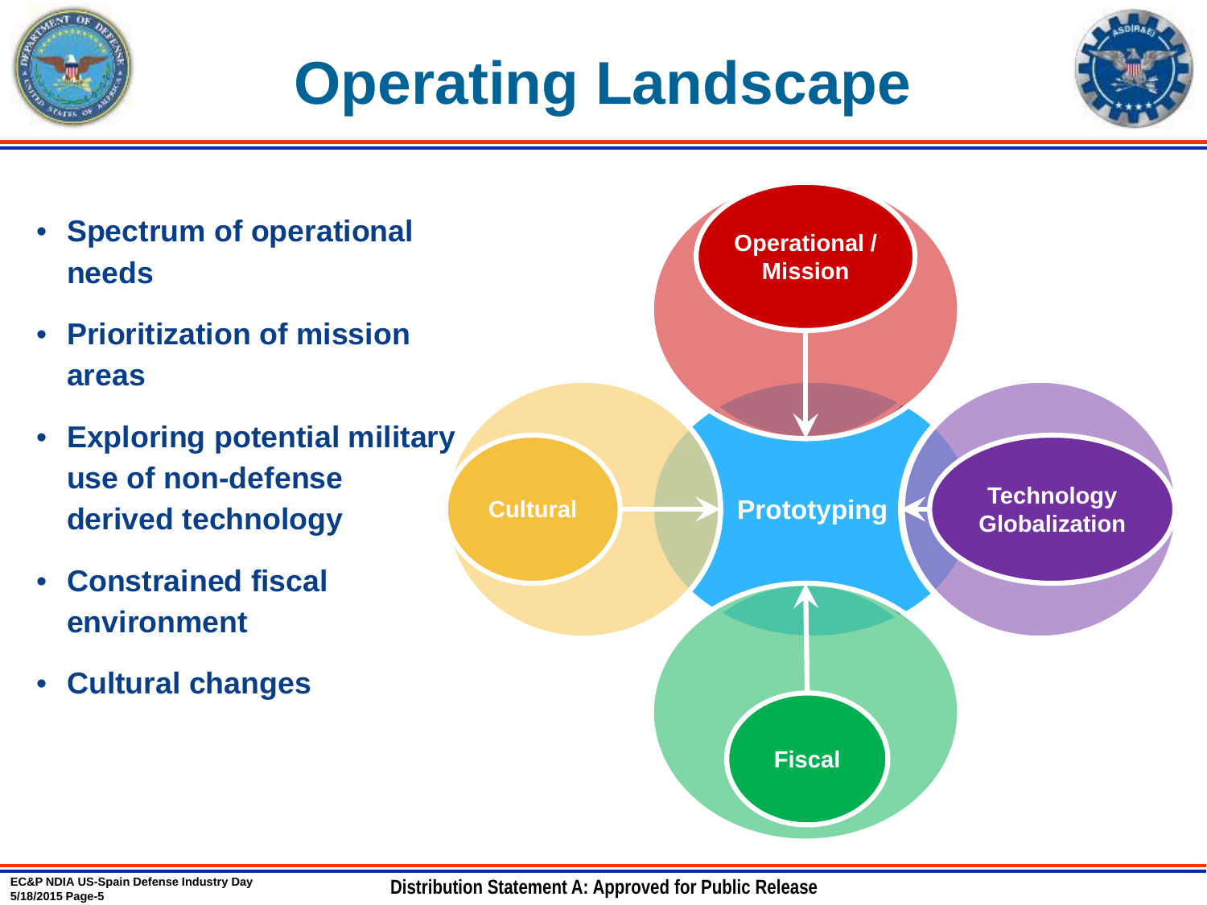# Operating Landscape

- **Spectrum of operational needs**
- **Prioritization of mission areas**
- **Exploring potential military use of non-defense derived technology**
- **Constrained fiscal environment**
- **Cultural changes**

Operational / Mission

Cultural

Prototyping

Technology Globalization

Fiscal

Distribution Statement A: Approved for Public Release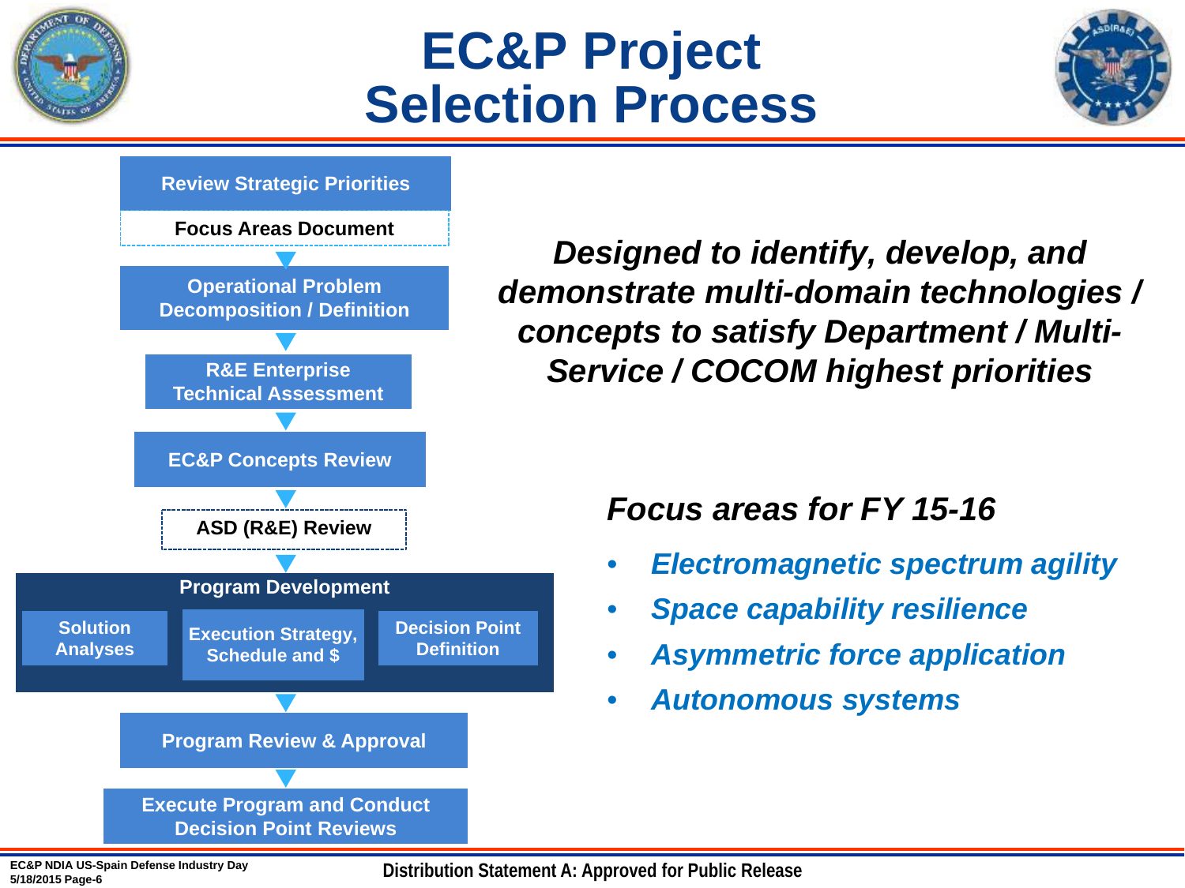# EC&P Project Selection Process

**Review Strategic Priorities**

**Focus Areas Document**

**Operational Problem Decomposition / Definition**

**R&E Enterprise Technical Assessment**

**EC&P Concepts Review**

**ASD (R&E) Review**

**Program Development**

- **Solution Analyses**
- **Execution Strategy, Schedule and $**
- **Decision Point Definition**

**Program Review & Approval**

**Execute Program and Conduct Decision Point Reviews**

***Designed to identify, develop, and demonstrate multi-domain technologies / concepts to satisfy Department / Multi-Service / COCOM highest priorities***

### *Focus areas for FY 15-16*

- *Electromagnetic spectrum agility*
- *Space capability resilience*
- *Asymmetric force application*
- *Autonomous systems*

EC&P NDIA US-Spain Defense Industry Day
5/18/2015 Page-6

Distribution Statement A: Approved for Public Release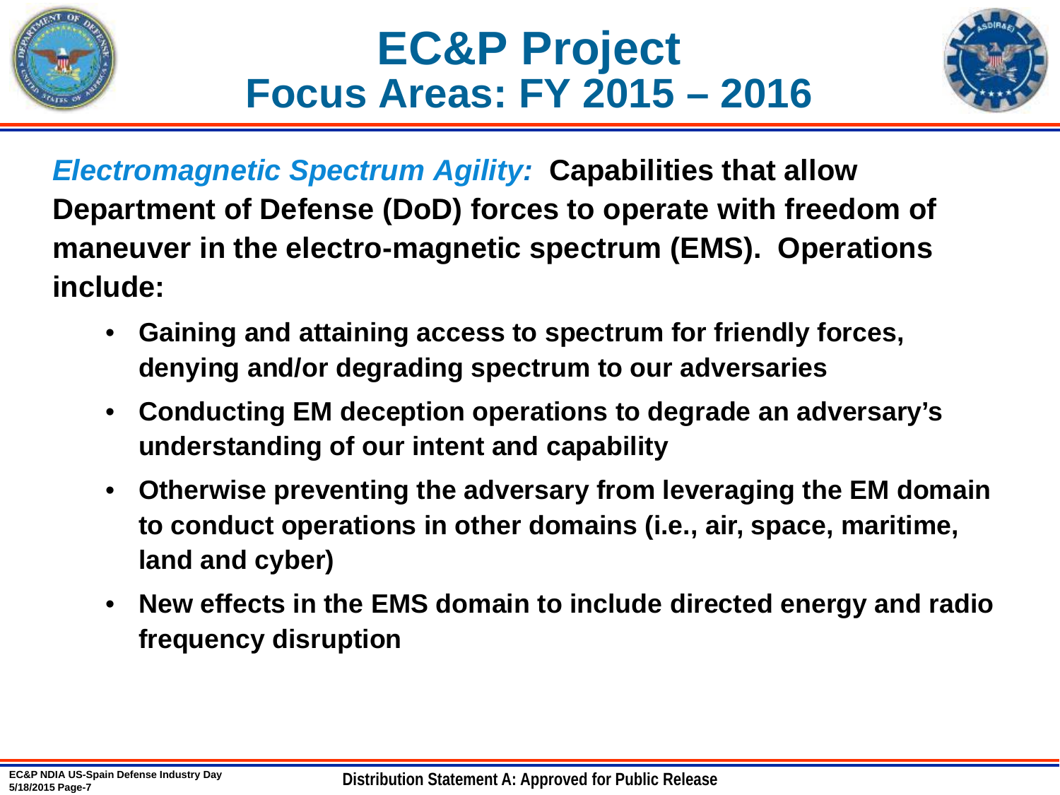# EC&P Project
## Focus Areas: FY 2015 – 2016

***Electromagnetic Spectrum Agility:*** **Capabilities that allow Department of Defense (DoD) forces to operate with freedom of maneuver in the electro-magnetic spectrum (EMS). Operations include:**

- **Gaining and attaining access to spectrum for friendly forces, denying and/or degrading spectrum to our adversaries**
- **Conducting EM deception operations to degrade an adversary's understanding of our intent and capability**
- **Otherwise preventing the adversary from leveraging the EM domain to conduct operations in other domains (i.e., air, space, maritime, land and cyber)**
- **New effects in the EMS domain to include directed energy and radio frequency disruption**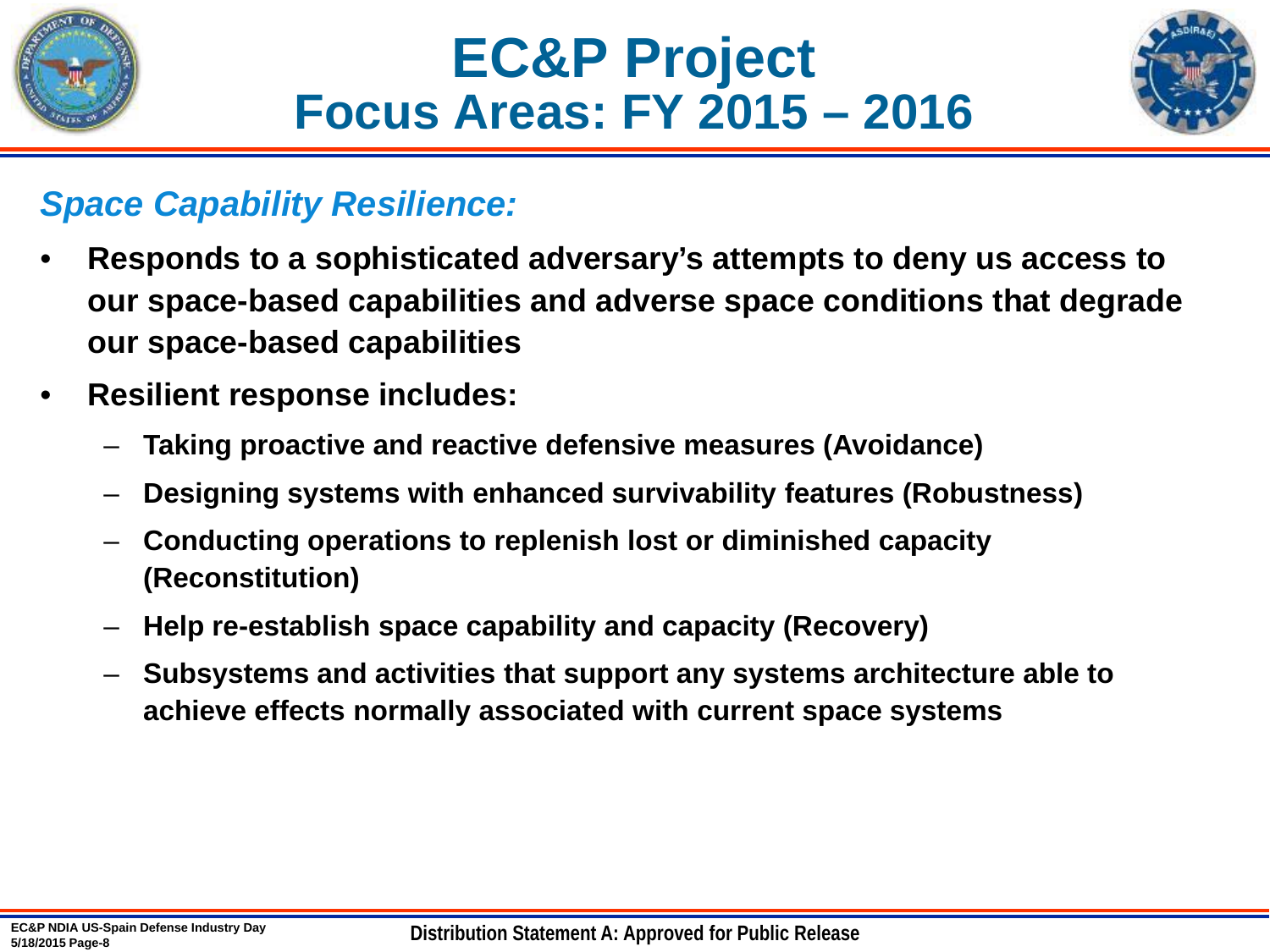# EC&P Project
## Focus Areas: FY 2015 – 2016

### *Space Capability Resilience:*

- **Responds to a sophisticated adversary's attempts to deny us access to our space-based capabilities and adverse space conditions that degrade our space-based capabilities**
- **Resilient response includes:**
  - **Taking proactive and reactive defensive measures (Avoidance)**
  - **Designing systems with enhanced survivability features (Robustness)**
  - **Conducting operations to replenish lost or diminished capacity (Reconstitution)**
  - **Help re-establish space capability and capacity (Recovery)**
  - **Subsystems and activities that support any systems architecture able to achieve effects normally associated with current space systems**

Distribution Statement A: Approved for Public Release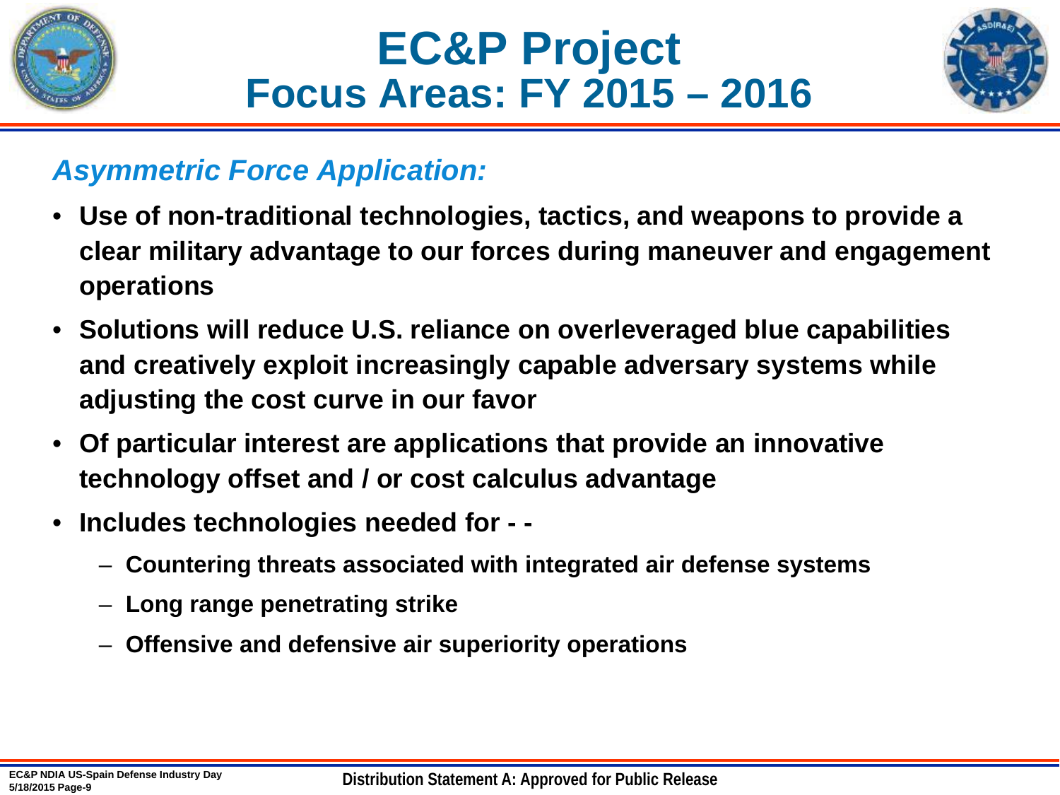# EC&P Project
## Focus Areas: FY 2015 – 2016

### *Asymmetric Force Application:*

- **Use of non-traditional technologies, tactics, and weapons to provide a clear military advantage to our forces during maneuver and engagement operations**
- **Solutions will reduce U.S. reliance on overleveraged blue capabilities and creatively exploit increasingly capable adversary systems while adjusting the cost curve in our favor**
- **Of particular interest are applications that provide an innovative technology offset and / or cost calculus advantage**
- **Includes technologies needed for - -**
  - **Countering threats associated with integrated air defense systems**
  - **Long range penetrating strike**
  - **Offensive and defensive air superiority operations**

Distribution Statement A: Approved for Public Release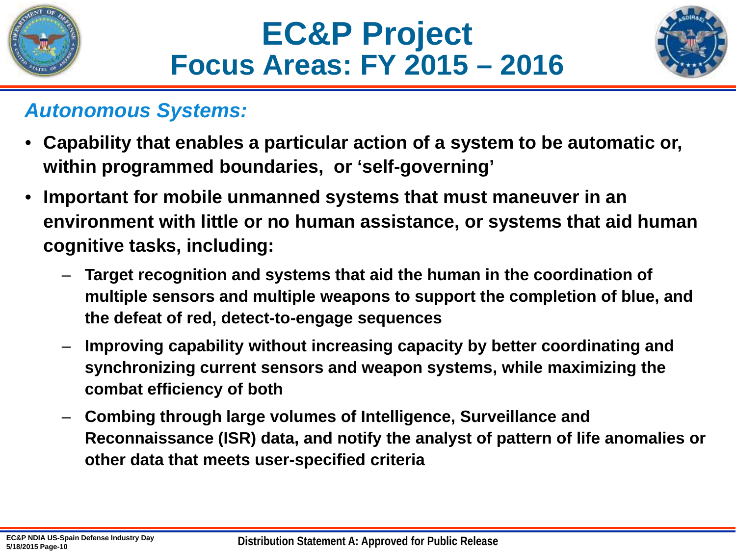# EC&P Project
## Focus Areas: FY 2015 – 2016

### *Autonomous Systems:*

- **Capability that enables a particular action of a system to be automatic or, within programmed boundaries, or 'self-governing'**
- **Important for mobile unmanned systems that must maneuver in an environment with little or no human assistance, or systems that aid human cognitive tasks, including:**
  - **Target recognition and systems that aid the human in the coordination of multiple sensors and multiple weapons to support the completion of blue, and the defeat of red, detect-to-engage sequences**
  - **Improving capability without increasing capacity by better coordinating and synchronizing current sensors and weapon systems, while maximizing the combat efficiency of both**
  - **Combing through large volumes of Intelligence, Surveillance and Reconnaissance (ISR) data, and notify the analyst of pattern of life anomalies or other data that meets user-specified criteria**

Distribution Statement A: Approved for Public Release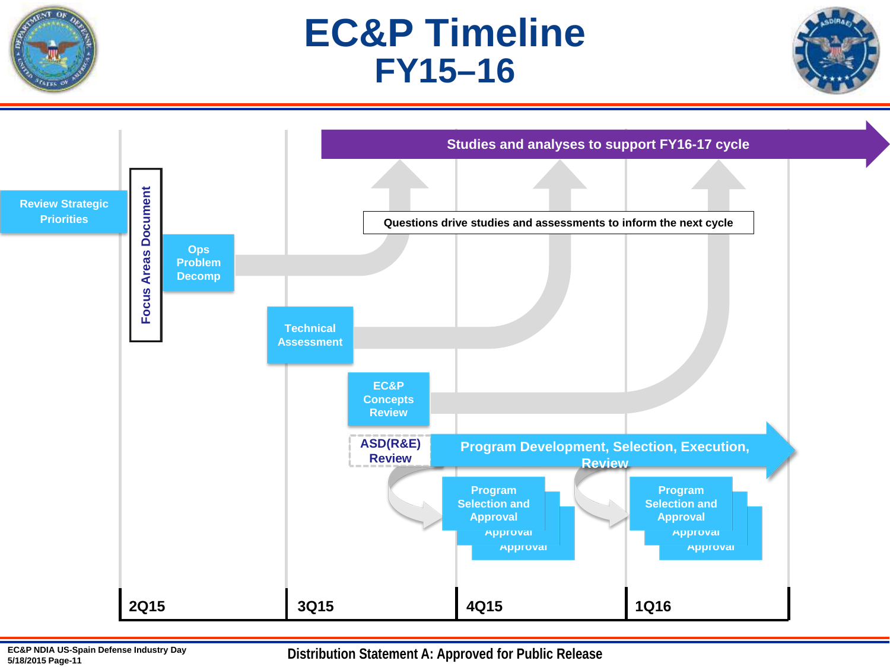# EC&P Timeline
## FY15–16

Studies and analyses to support FY16-17 cycle

Review Strategic Priorities

Focus Areas Document

Ops Problem Decomp

Questions drive studies and assessments to inform the next cycle

Technical Assessment

EC&P Concepts Review

ASD(R&E) Review

Program Development, Selection, Execution, Review

Program Selection and Approval

Program Selection and Approval

2Q15 | 3Q15 | 4Q15 | 1Q16

Distribution Statement A: Approved for Public Release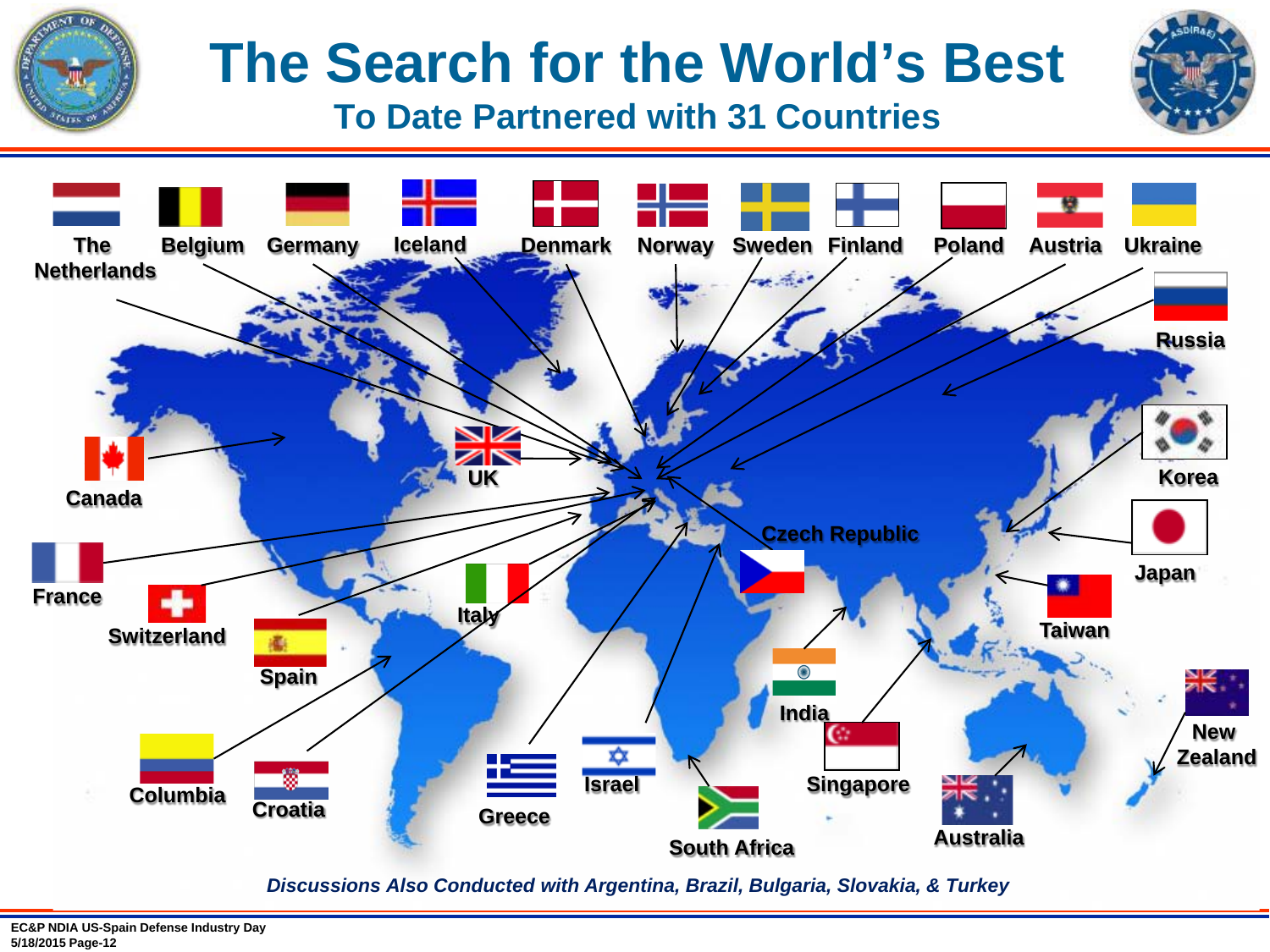# The Search for the World's Best

## To Date Partnered with 31 Countries

The Netherlands, Belgium, Germany, Iceland, Denmark, Norway, Sweden, Finland, Poland, Austria, Ukraine, Russia, Korea, Japan, Taiwan, New Zealand, Australia, Singapore, India, Czech Republic, South Africa, Israel, Greece, Italy, Croatia, Columbia, Spain, Switzerland, France, Canada, UK

*Discussions Also Conducted with Argentina, Brazil, Bulgaria, Slovakia, & Turkey*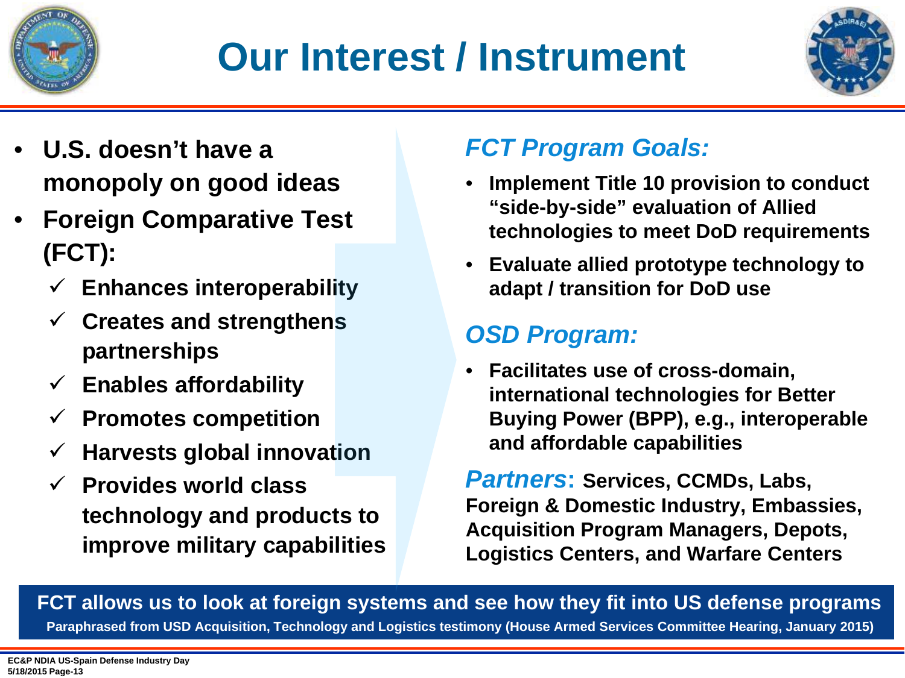# Our Interest / Instrument

- **U.S. doesn't have a monopoly on good ideas**
- **Foreign Comparative Test (FCT):**
  - ✓ **Enhances interoperability**
  - ✓ **Creates and strengthens partnerships**
  - ✓ **Enables affordability**
  - ✓ **Promotes competition**
  - ✓ **Harvests global innovation**
  - ✓ **Provides world class technology and products to improve military capabilities**

## *FCT Program Goals:*

- **Implement Title 10 provision to conduct "side-by-side" evaluation of Allied technologies to meet DoD requirements**
- **Evaluate allied prototype technology to adapt / transition for DoD use**

## *OSD Program:*

- **Facilitates use of cross-domain, international technologies for Better Buying Power (BPP), e.g., interoperable and affordable capabilities**

***Partners*: Services, CCMDs, Labs, Foreign & Domestic Industry, Embassies, Acquisition Program Managers, Depots, Logistics Centers, and Warfare Centers**

**FCT allows us to look at foreign systems and see how they fit into US defense programs**

**Paraphrased from USD Acquisition, Technology and Logistics testimony (House Armed Services Committee Hearing, January 2015)**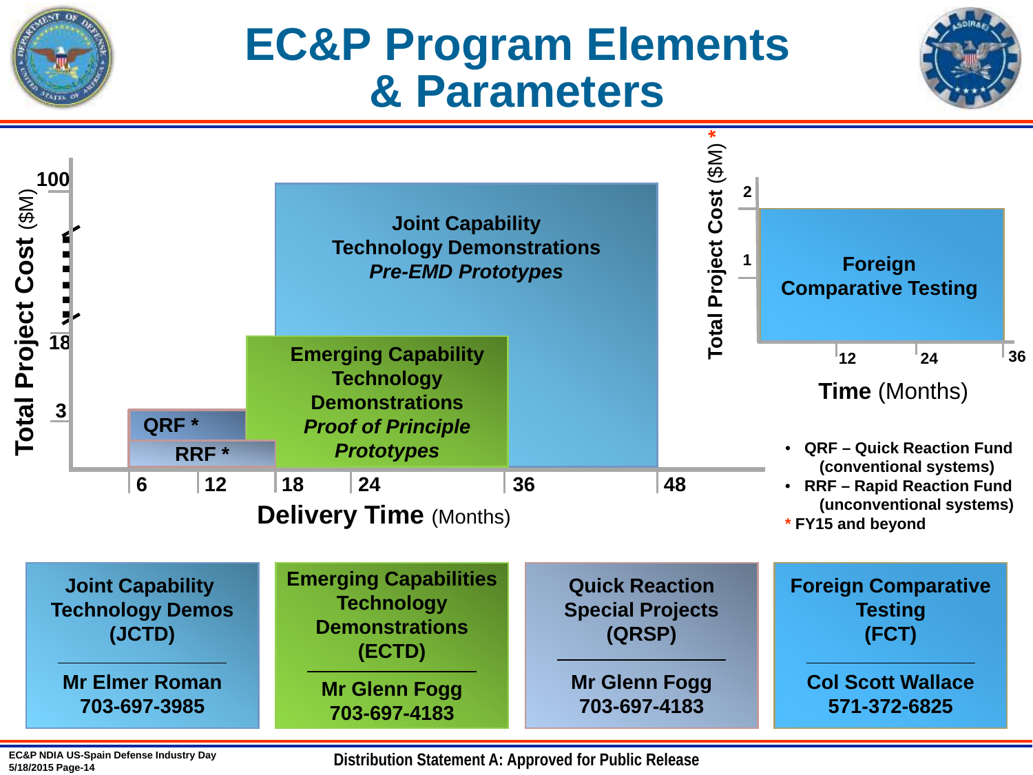# EC&P Program Elements & Parameters

**Total Project Cost** ($M)

100

18

3

**Joint Capability Technology Demonstrations**
***Pre-EMD Prototypes***

**Emerging Capability Technology Demonstrations**
***Proof of Principle Prototypes***

**QRF ***

**RRF ***

6 | 12 | 18 | 24 | 36 | 48

**Delivery Time** (Months)

**Total Project Cost** ($M) *

2

1

**Foreign Comparative Testing**

12 | 24 | 36

**Time** (Months)

- **QRF – Quick Reaction Fund (conventional systems)**
- **RRF – Rapid Reaction Fund (unconventional systems)**

*** FY15 and beyond**

| Joint Capability Technology Demos (JCTD) | Emerging Capabilities Technology Demonstrations (ECTD) | Quick Reaction Special Projects (QRSP) | Foreign Comparative Testing (FCT) |
|---|---|---|---|
| Mr Elmer Roman 703-697-3985 | Mr Glenn Fogg 703-697-4183 | Mr Glenn Fogg 703-697-4183 | Col Scott Wallace 571-372-6825 |

**Distribution Statement A: Approved for Public Release**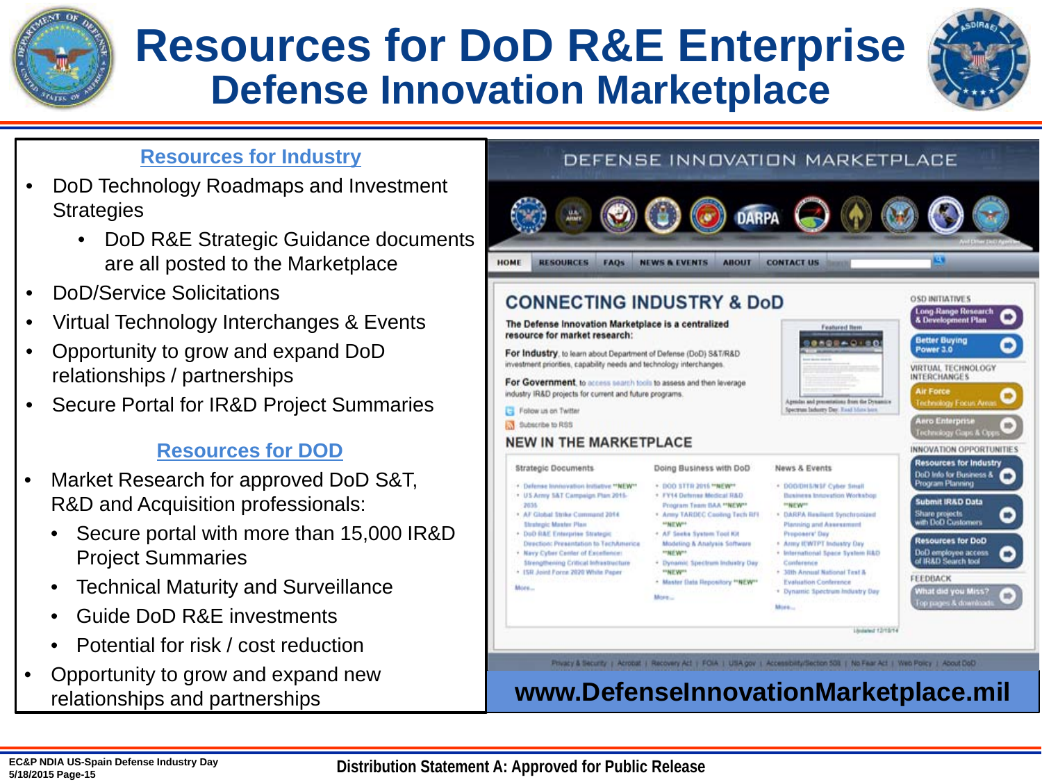# Resources for DoD R&E Enterprise

## Defense Innovation Marketplace

### Resources for Industry

- DoD Technology Roadmaps and Investment Strategies
  - DoD R&E Strategic Guidance documents are all posted to the Marketplace
- DoD/Service Solicitations
- Virtual Technology Interchanges & Events
- Opportunity to grow and expand DoD relationships / partnerships
- Secure Portal for IR&D Project Summaries

### Resources for DOD

- Market Research for approved DoD S&T, R&D and Acquisition professionals:
  - Secure portal with more than 15,000 IR&D Project Summaries
  - Technical Maturity and Surveillance
  - Guide DoD R&E investments
  - Potential for risk / cost reduction
- Opportunity to grow and expand new relationships and partnerships

**www.DefenseInnovationMarketplace.mil**

Distribution Statement A: Approved for Public Release